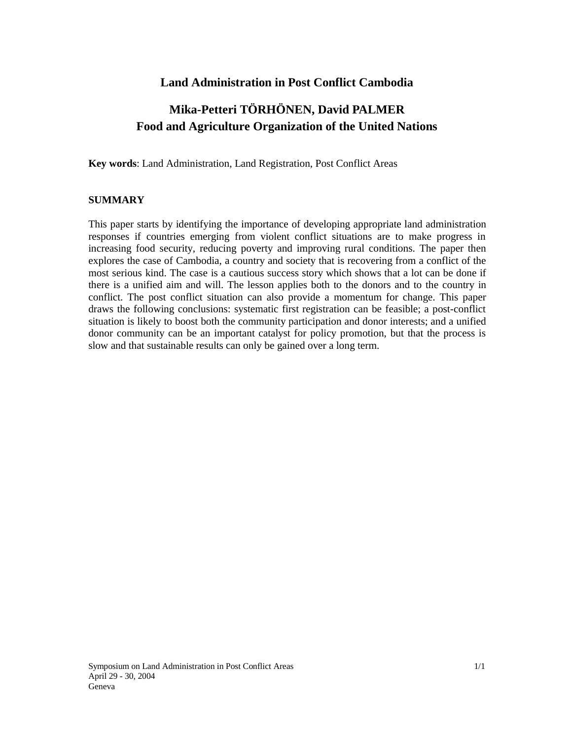# Land Administration in Post Conflict Cambodia

**Mika-Petteri TÖRHÖNEN, David PALMER**
**Food and Agriculture Organization of the United Nations**

**Key words**: Land Administration, Land Registration, Post Conflict Areas

## SUMMARY

This paper starts by identifying the importance of developing appropriate land administration responses if countries emerging from violent conflict situations are to make progress in increasing food security, reducing poverty and improving rural conditions. The paper then explores the case of Cambodia, a country and society that is recovering from a conflict of the most serious kind. The case is a cautious success story which shows that a lot can be done if there is a unified aim and will. The lesson applies both to the donors and to the country in conflict. The post conflict situation can also provide a momentum for change. This paper draws the following conclusions: systematic first registration can be feasible; a post-conflict situation is likely to boost both the community participation and donor interests; and a unified donor community can be an important catalyst for policy promotion, but that the process is slow and that sustainable results can only be gained over a long term.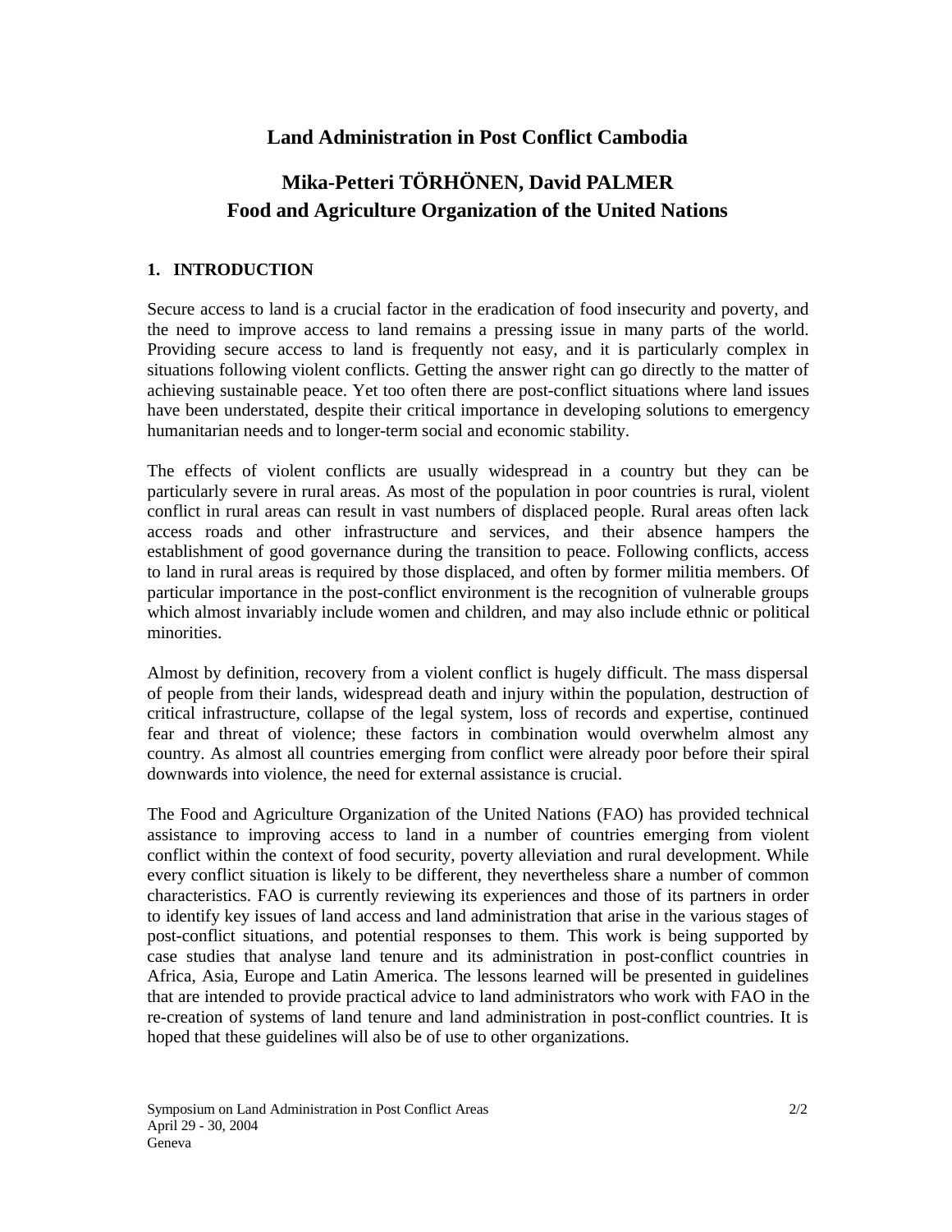# Land Administration in Post Conflict Cambodia

## Mika-Petteri TÖRHÖNEN, David PALMER
## Food and Agriculture Organization of the United Nations

### 1. INTRODUCTION

Secure access to land is a crucial factor in the eradication of food insecurity and poverty, and the need to improve access to land remains a pressing issue in many parts of the world. Providing secure access to land is frequently not easy, and it is particularly complex in situations following violent conflicts. Getting the answer right can go directly to the matter of achieving sustainable peace. Yet too often there are post-conflict situations where land issues have been understated, despite their critical importance in developing solutions to emergency humanitarian needs and to longer-term social and economic stability.

The effects of violent conflicts are usually widespread in a country but they can be particularly severe in rural areas. As most of the population in poor countries is rural, violent conflict in rural areas can result in vast numbers of displaced people. Rural areas often lack access roads and other infrastructure and services, and their absence hampers the establishment of good governance during the transition to peace. Following conflicts, access to land in rural areas is required by those displaced, and often by former militia members. Of particular importance in the post-conflict environment is the recognition of vulnerable groups which almost invariably include women and children, and may also include ethnic or political minorities.

Almost by definition, recovery from a violent conflict is hugely difficult. The mass dispersal of people from their lands, widespread death and injury within the population, destruction of critical infrastructure, collapse of the legal system, loss of records and expertise, continued fear and threat of violence; these factors in combination would overwhelm almost any country. As almost all countries emerging from conflict were already poor before their spiral downwards into violence, the need for external assistance is crucial.

The Food and Agriculture Organization of the United Nations (FAO) has provided technical assistance to improving access to land in a number of countries emerging from violent conflict within the context of food security, poverty alleviation and rural development. While every conflict situation is likely to be different, they nevertheless share a number of common characteristics. FAO is currently reviewing its experiences and those of its partners in order to identify key issues of land access and land administration that arise in the various stages of post-conflict situations, and potential responses to them. This work is being supported by case studies that analyse land tenure and its administration in post-conflict countries in Africa, Asia, Europe and Latin America. The lessons learned will be presented in guidelines that are intended to provide practical advice to land administrators who work with FAO in the re-creation of systems of land tenure and land administration in post-conflict countries. It is hoped that these guidelines will also be of use to other organizations.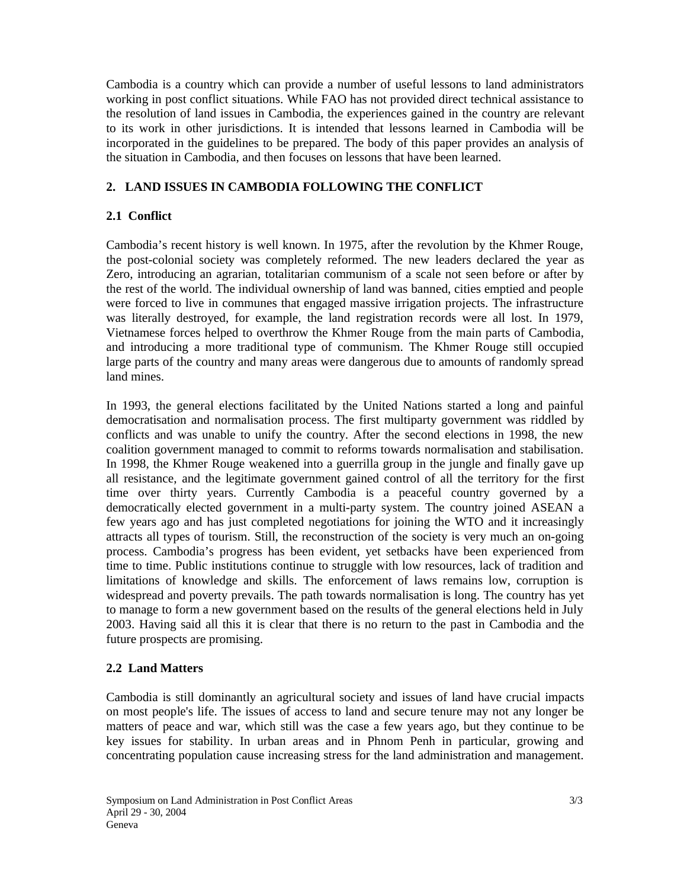Cambodia is a country which can provide a number of useful lessons to land administrators working in post conflict situations. While FAO has not provided direct technical assistance to the resolution of land issues in Cambodia, the experiences gained in the country are relevant to its work in other jurisdictions. It is intended that lessons learned in Cambodia will be incorporated in the guidelines to be prepared. The body of this paper provides an analysis of the situation in Cambodia, and then focuses on lessons that have been learned.

## 2. LAND ISSUES IN CAMBODIA FOLLOWING THE CONFLICT

### 2.1 Conflict

Cambodia's recent history is well known. In 1975, after the revolution by the Khmer Rouge, the post-colonial society was completely reformed. The new leaders declared the year as Zero, introducing an agrarian, totalitarian communism of a scale not seen before or after by the rest of the world. The individual ownership of land was banned, cities emptied and people were forced to live in communes that engaged massive irrigation projects. The infrastructure was literally destroyed, for example, the land registration records were all lost. In 1979, Vietnamese forces helped to overthrow the Khmer Rouge from the main parts of Cambodia, and introducing a more traditional type of communism. The Khmer Rouge still occupied large parts of the country and many areas were dangerous due to amounts of randomly spread land mines.

In 1993, the general elections facilitated by the United Nations started a long and painful democratisation and normalisation process. The first multiparty government was riddled by conflicts and was unable to unify the country. After the second elections in 1998, the new coalition government managed to commit to reforms towards normalisation and stabilisation. In 1998, the Khmer Rouge weakened into a guerrilla group in the jungle and finally gave up all resistance, and the legitimate government gained control of all the territory for the first time over thirty years. Currently Cambodia is a peaceful country governed by a democratically elected government in a multi-party system. The country joined ASEAN a few years ago and has just completed negotiations for joining the WTO and it increasingly attracts all types of tourism. Still, the reconstruction of the society is very much an on-going process. Cambodia's progress has been evident, yet setbacks have been experienced from time to time. Public institutions continue to struggle with low resources, lack of tradition and limitations of knowledge and skills. The enforcement of laws remains low, corruption is widespread and poverty prevails. The path towards normalisation is long. The country has yet to manage to form a new government based on the results of the general elections held in July 2003. Having said all this it is clear that there is no return to the past in Cambodia and the future prospects are promising.

### 2.2 Land Matters

Cambodia is still dominantly an agricultural society and issues of land have crucial impacts on most people's life. The issues of access to land and secure tenure may not any longer be matters of peace and war, which still was the case a few years ago, but they continue to be key issues for stability. In urban areas and in Phnom Penh in particular, growing and concentrating population cause increasing stress for the land administration and management.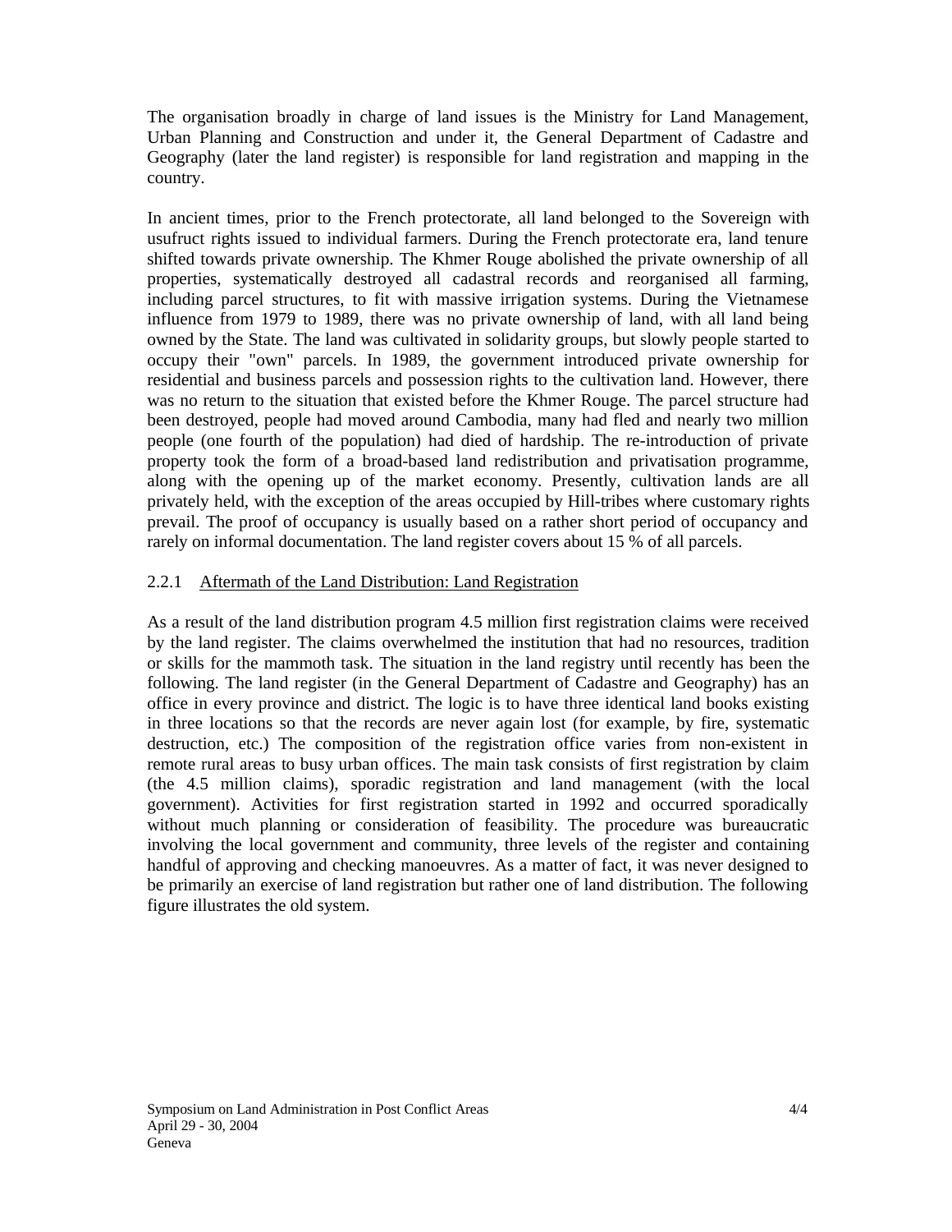The organisation broadly in charge of land issues is the Ministry for Land Management, Urban Planning and Construction and under it, the General Department of Cadastre and Geography (later the land register) is responsible for land registration and mapping in the country.

In ancient times, prior to the French protectorate, all land belonged to the Sovereign with usufruct rights issued to individual farmers. During the French protectorate era, land tenure shifted towards private ownership. The Khmer Rouge abolished the private ownership of all properties, systematically destroyed all cadastral records and reorganised all farming, including parcel structures, to fit with massive irrigation systems. During the Vietnamese influence from 1979 to 1989, there was no private ownership of land, with all land being owned by the State. The land was cultivated in solidarity groups, but slowly people started to occupy their "own" parcels. In 1989, the government introduced private ownership for residential and business parcels and possession rights to the cultivation land. However, there was no return to the situation that existed before the Khmer Rouge. The parcel structure had been destroyed, people had moved around Cambodia, many had fled and nearly two million people (one fourth of the population) had died of hardship. The re-introduction of private property took the form of a broad-based land redistribution and privatisation programme, along with the opening up of the market economy. Presently, cultivation lands are all privately held, with the exception of the areas occupied by Hill-tribes where customary rights prevail. The proof of occupancy is usually based on a rather short period of occupancy and rarely on informal documentation. The land register covers about 15 % of all parcels.

### 2.2.1 Aftermath of the Land Distribution: Land Registration

As a result of the land distribution program 4.5 million first registration claims were received by the land register. The claims overwhelmed the institution that had no resources, tradition or skills for the mammoth task. The situation in the land registry until recently has been the following. The land register (in the General Department of Cadastre and Geography) has an office in every province and district. The logic is to have three identical land books existing in three locations so that the records are never again lost (for example, by fire, systematic destruction, etc.) The composition of the registration office varies from non-existent in remote rural areas to busy urban offices. The main task consists of first registration by claim (the 4.5 million claims), sporadic registration and land management (with the local government). Activities for first registration started in 1992 and occurred sporadically without much planning or consideration of feasibility. The procedure was bureaucratic involving the local government and community, three levels of the register and containing handful of approving and checking manoeuvres. As a matter of fact, it was never designed to be primarily an exercise of land registration but rather one of land distribution. The following figure illustrates the old system.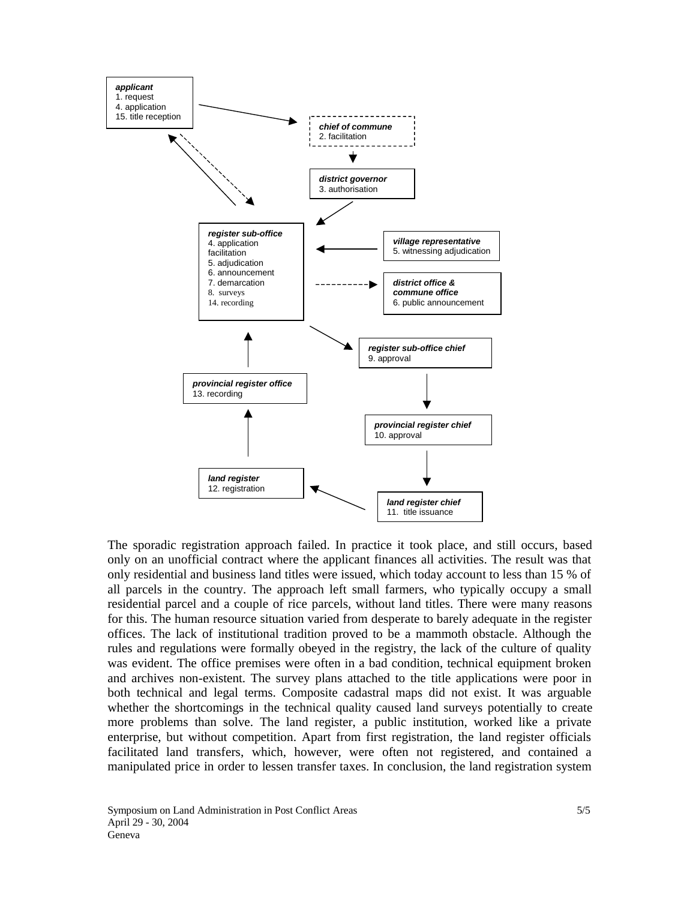**applicant**
1. request
4. application
15. title reception

**chief of commune**
2. facilitation

**district governor**
3. authorisation

**register sub-office**
4. application facilitation
5. adjudication
6. announcement
7. demarcation
8. surveys
14. recording

**village representative**
5. witnessing adjudication

**district office & commune office**
6. public announcement

**register sub-office chief**
9. approval

**provincial register office**
13. recording

**provincial register chief**
10. approval

**land register**
12. registration

**land register chief**
11. title issuance

The sporadic registration approach failed. In practice it took place, and still occurs, based only on an unofficial contract where the applicant finances all activities. The result was that only residential and business land titles were issued, which today account to less than 15 % of all parcels in the country. The approach left small farmers, who typically occupy a small residential parcel and a couple of rice parcels, without land titles. There were many reasons for this. The human resource situation varied from desperate to barely adequate in the register offices. The lack of institutional tradition proved to be a mammoth obstacle. Although the rules and regulations were formally obeyed in the registry, the lack of the culture of quality was evident. The office premises were often in a bad condition, technical equipment broken and archives non-existent. The survey plans attached to the title applications were poor in both technical and legal terms. Composite cadastral maps did not exist. It was arguable whether the shortcomings in the technical quality caused land surveys potentially to create more problems than solve. The land register, a public institution, worked like a private enterprise, but without competition. Apart from first registration, the land register officials facilitated land transfers, which, however, were often not registered, and contained a manipulated price in order to lessen transfer taxes. In conclusion, the land registration system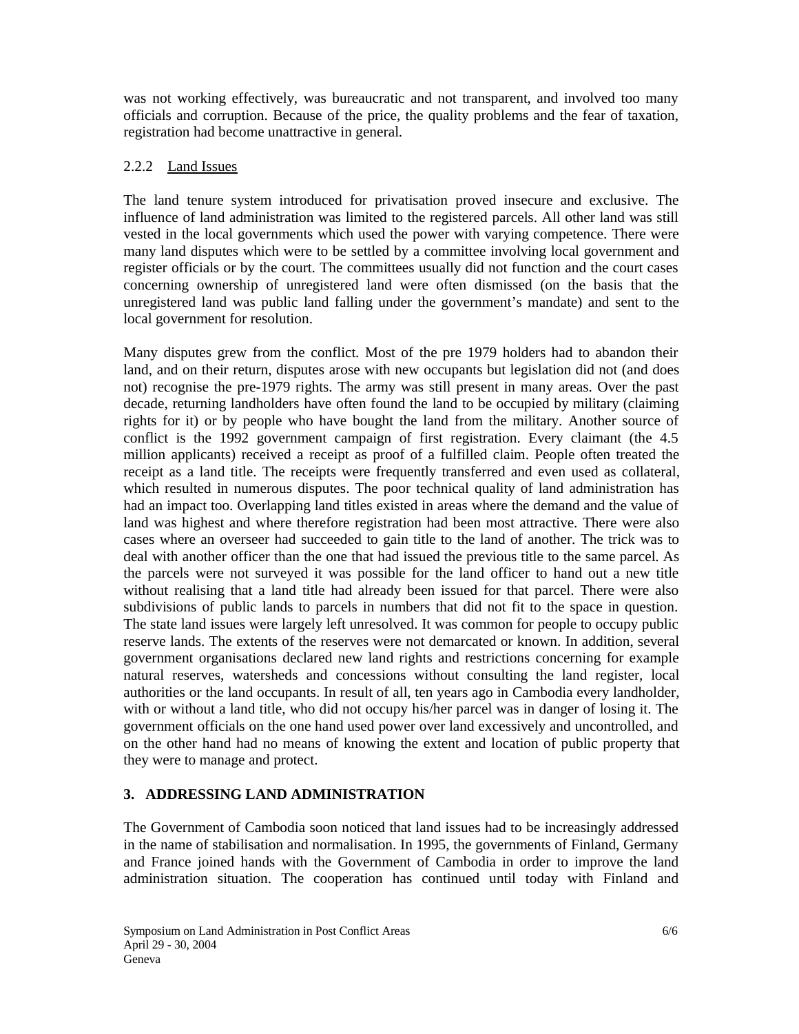was not working effectively, was bureaucratic and not transparent, and involved too many officials and corruption. Because of the price, the quality problems and the fear of taxation, registration had become unattractive in general.

### 2.2.2 Land Issues

The land tenure system introduced for privatisation proved insecure and exclusive. The influence of land administration was limited to the registered parcels. All other land was still vested in the local governments which used the power with varying competence. There were many land disputes which were to be settled by a committee involving local government and register officials or by the court. The committees usually did not function and the court cases concerning ownership of unregistered land were often dismissed (on the basis that the unregistered land was public land falling under the government's mandate) and sent to the local government for resolution.

Many disputes grew from the conflict. Most of the pre 1979 holders had to abandon their land, and on their return, disputes arose with new occupants but legislation did not (and does not) recognise the pre-1979 rights. The army was still present in many areas. Over the past decade, returning landholders have often found the land to be occupied by military (claiming rights for it) or by people who have bought the land from the military. Another source of conflict is the 1992 government campaign of first registration. Every claimant (the 4.5 million applicants) received a receipt as proof of a fulfilled claim. People often treated the receipt as a land title. The receipts were frequently transferred and even used as collateral, which resulted in numerous disputes. The poor technical quality of land administration has had an impact too. Overlapping land titles existed in areas where the demand and the value of land was highest and where therefore registration had been most attractive. There were also cases where an overseer had succeeded to gain title to the land of another. The trick was to deal with another officer than the one that had issued the previous title to the same parcel. As the parcels were not surveyed it was possible for the land officer to hand out a new title without realising that a land title had already been issued for that parcel. There were also subdivisions of public lands to parcels in numbers that did not fit to the space in question. The state land issues were largely left unresolved. It was common for people to occupy public reserve lands. The extents of the reserves were not demarcated or known. In addition, several government organisations declared new land rights and restrictions concerning for example natural reserves, watersheds and concessions without consulting the land register, local authorities or the land occupants. In result of all, ten years ago in Cambodia every landholder, with or without a land title, who did not occupy his/her parcel was in danger of losing it. The government officials on the one hand used power over land excessively and uncontrolled, and on the other hand had no means of knowing the extent and location of public property that they were to manage and protect.

## 3. ADDRESSING LAND ADMINISTRATION

The Government of Cambodia soon noticed that land issues had to be increasingly addressed in the name of stabilisation and normalisation. In 1995, the governments of Finland, Germany and France joined hands with the Government of Cambodia in order to improve the land administration situation. The cooperation has continued until today with Finland and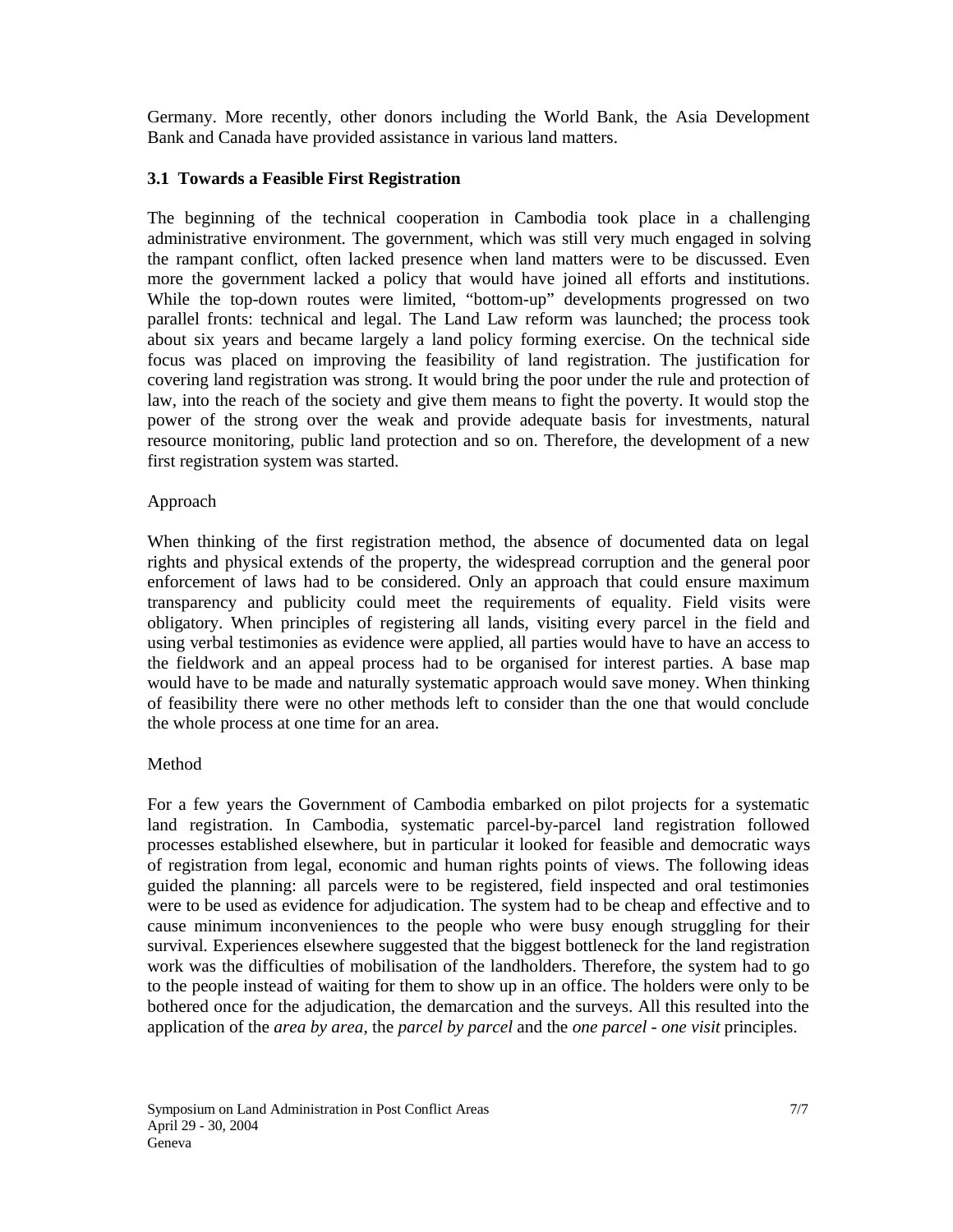Germany. More recently, other donors including the World Bank, the Asia Development Bank and Canada have provided assistance in various land matters.

### 3.1 Towards a Feasible First Registration

The beginning of the technical cooperation in Cambodia took place in a challenging administrative environment. The government, which was still very much engaged in solving the rampant conflict, often lacked presence when land matters were to be discussed. Even more the government lacked a policy that would have joined all efforts and institutions. While the top-down routes were limited, "bottom-up" developments progressed on two parallel fronts: technical and legal. The Land Law reform was launched; the process took about six years and became largely a land policy forming exercise. On the technical side focus was placed on improving the feasibility of land registration. The justification for covering land registration was strong. It would bring the poor under the rule and protection of law, into the reach of the society and give them means to fight the poverty. It would stop the power of the strong over the weak and provide adequate basis for investments, natural resource monitoring, public land protection and so on. Therefore, the development of a new first registration system was started.

Approach

When thinking of the first registration method, the absence of documented data on legal rights and physical extends of the property, the widespread corruption and the general poor enforcement of laws had to be considered. Only an approach that could ensure maximum transparency and publicity could meet the requirements of equality. Field visits were obligatory. When principles of registering all lands, visiting every parcel in the field and using verbal testimonies as evidence were applied, all parties would have to have an access to the fieldwork and an appeal process had to be organised for interest parties. A base map would have to be made and naturally systematic approach would save money. When thinking of feasibility there were no other methods left to consider than the one that would conclude the whole process at one time for an area.

Method

For a few years the Government of Cambodia embarked on pilot projects for a systematic land registration. In Cambodia, systematic parcel-by-parcel land registration followed processes established elsewhere, but in particular it looked for feasible and democratic ways of registration from legal, economic and human rights points of views. The following ideas guided the planning: all parcels were to be registered, field inspected and oral testimonies were to be used as evidence for adjudication. The system had to be cheap and effective and to cause minimum inconveniences to the people who were busy enough struggling for their survival. Experiences elsewhere suggested that the biggest bottleneck for the land registration work was the difficulties of mobilisation of the landholders. Therefore, the system had to go to the people instead of waiting for them to show up in an office. The holders were only to be bothered once for the adjudication, the demarcation and the surveys. All this resulted into the application of the *area by area*, the *parcel by parcel* and the *one parcel - one visit* principles.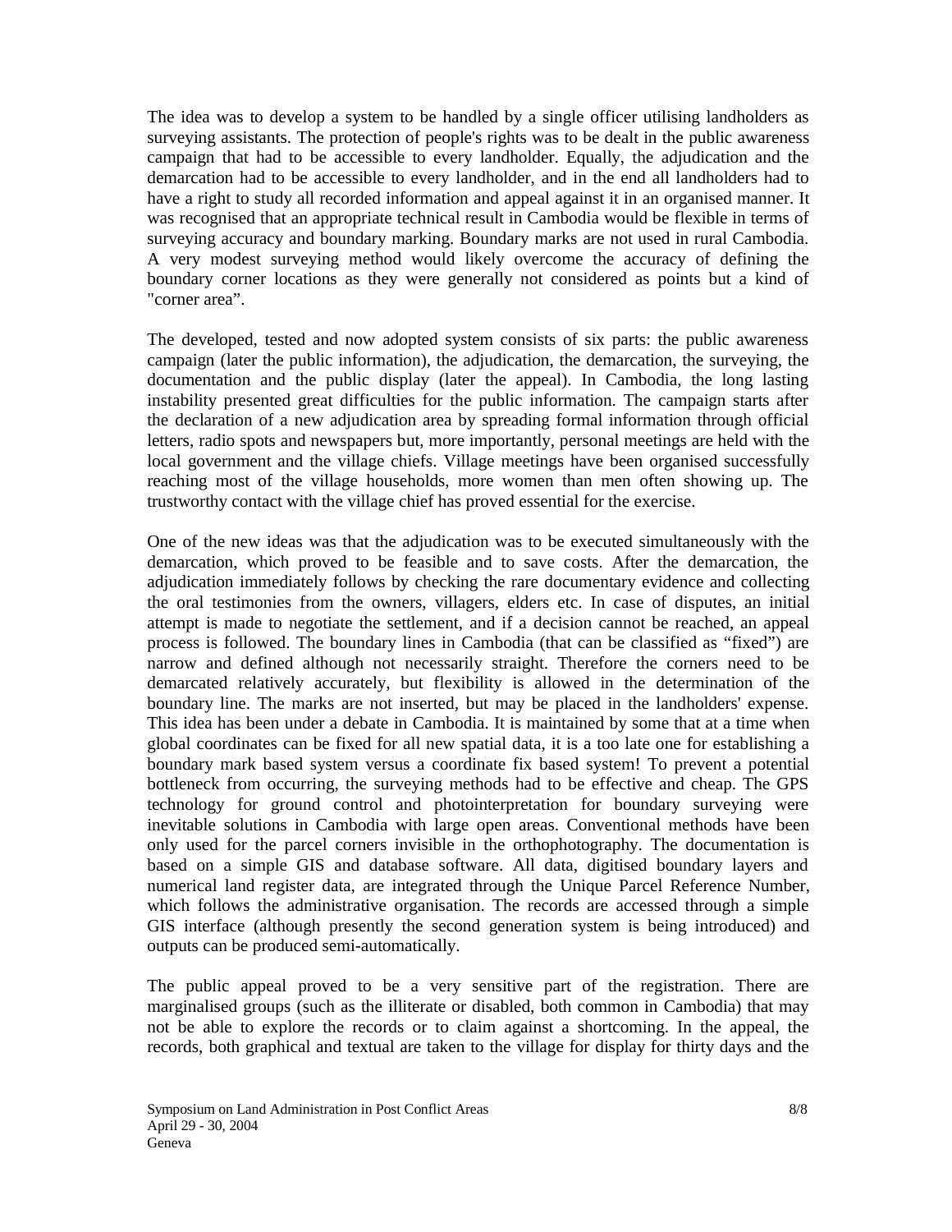The idea was to develop a system to be handled by a single officer utilising landholders as surveying assistants. The protection of people's rights was to be dealt in the public awareness campaign that had to be accessible to every landholder. Equally, the adjudication and the demarcation had to be accessible to every landholder, and in the end all landholders had to have a right to study all recorded information and appeal against it in an organised manner. It was recognised that an appropriate technical result in Cambodia would be flexible in terms of surveying accuracy and boundary marking. Boundary marks are not used in rural Cambodia. A very modest surveying method would likely overcome the accuracy of defining the boundary corner locations as they were generally not considered as points but a kind of "corner area".

The developed, tested and now adopted system consists of six parts: the public awareness campaign (later the public information), the adjudication, the demarcation, the surveying, the documentation and the public display (later the appeal). In Cambodia, the long lasting instability presented great difficulties for the public information. The campaign starts after the declaration of a new adjudication area by spreading formal information through official letters, radio spots and newspapers but, more importantly, personal meetings are held with the local government and the village chiefs. Village meetings have been organised successfully reaching most of the village households, more women than men often showing up. The trustworthy contact with the village chief has proved essential for the exercise.

One of the new ideas was that the adjudication was to be executed simultaneously with the demarcation, which proved to be feasible and to save costs. After the demarcation, the adjudication immediately follows by checking the rare documentary evidence and collecting the oral testimonies from the owners, villagers, elders etc. In case of disputes, an initial attempt is made to negotiate the settlement, and if a decision cannot be reached, an appeal process is followed. The boundary lines in Cambodia (that can be classified as "fixed") are narrow and defined although not necessarily straight. Therefore the corners need to be demarcated relatively accurately, but flexibility is allowed in the determination of the boundary line. The marks are not inserted, but may be placed in the landholders' expense. This idea has been under a debate in Cambodia. It is maintained by some that at a time when global coordinates can be fixed for all new spatial data, it is a too late one for establishing a boundary mark based system versus a coordinate fix based system! To prevent a potential bottleneck from occurring, the surveying methods had to be effective and cheap. The GPS technology for ground control and photointerpretation for boundary surveying were inevitable solutions in Cambodia with large open areas. Conventional methods have been only used for the parcel corners invisible in the orthophotography. The documentation is based on a simple GIS and database software. All data, digitised boundary layers and numerical land register data, are integrated through the Unique Parcel Reference Number, which follows the administrative organisation. The records are accessed through a simple GIS interface (although presently the second generation system is being introduced) and outputs can be produced semi-automatically.

The public appeal proved to be a very sensitive part of the registration. There are marginalised groups (such as the illiterate or disabled, both common in Cambodia) that may not be able to explore the records or to claim against a shortcoming. In the appeal, the records, both graphical and textual are taken to the village for display for thirty days and the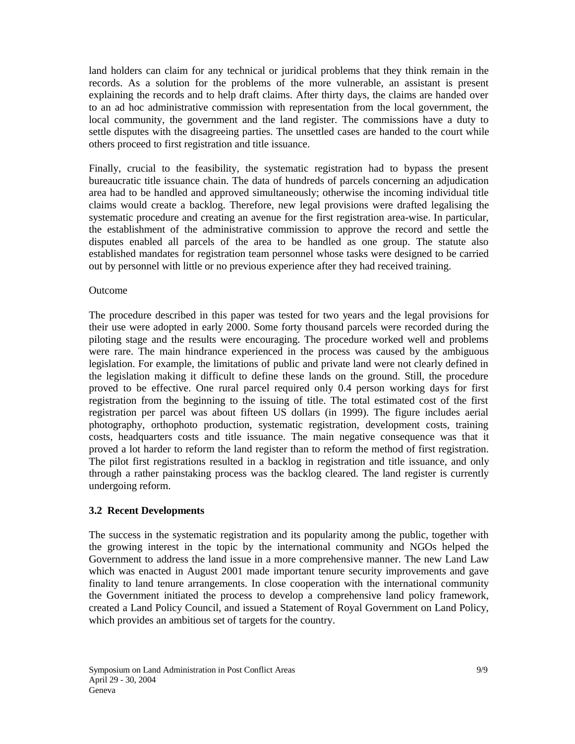land holders can claim for any technical or juridical problems that they think remain in the records. As a solution for the problems of the more vulnerable, an assistant is present explaining the records and to help draft claims. After thirty days, the claims are handed over to an ad hoc administrative commission with representation from the local government, the local community, the government and the land register. The commissions have a duty to settle disputes with the disagreeing parties. The unsettled cases are handed to the court while others proceed to first registration and title issuance.

Finally, crucial to the feasibility, the systematic registration had to bypass the present bureaucratic title issuance chain. The data of hundreds of parcels concerning an adjudication area had to be handled and approved simultaneously; otherwise the incoming individual title claims would create a backlog. Therefore, new legal provisions were drafted legalising the systematic procedure and creating an avenue for the first registration area-wise. In particular, the establishment of the administrative commission to approve the record and settle the disputes enabled all parcels of the area to be handled as one group. The statute also established mandates for registration team personnel whose tasks were designed to be carried out by personnel with little or no previous experience after they had received training.

Outcome

The procedure described in this paper was tested for two years and the legal provisions for their use were adopted in early 2000. Some forty thousand parcels were recorded during the piloting stage and the results were encouraging. The procedure worked well and problems were rare. The main hindrance experienced in the process was caused by the ambiguous legislation. For example, the limitations of public and private land were not clearly defined in the legislation making it difficult to define these lands on the ground. Still, the procedure proved to be effective. One rural parcel required only 0.4 person working days for first registration from the beginning to the issuing of title. The total estimated cost of the first registration per parcel was about fifteen US dollars (in 1999). The figure includes aerial photography, orthophoto production, systematic registration, development costs, training costs, headquarters costs and title issuance. The main negative consequence was that it proved a lot harder to reform the land register than to reform the method of first registration. The pilot first registrations resulted in a backlog in registration and title issuance, and only through a rather painstaking process was the backlog cleared. The land register is currently undergoing reform.

### 3.2 Recent Developments

The success in the systematic registration and its popularity among the public, together with the growing interest in the topic by the international community and NGOs helped the Government to address the land issue in a more comprehensive manner. The new Land Law which was enacted in August 2001 made important tenure security improvements and gave finality to land tenure arrangements. In close cooperation with the international community the Government initiated the process to develop a comprehensive land policy framework, created a Land Policy Council, and issued a Statement of Royal Government on Land Policy, which provides an ambitious set of targets for the country.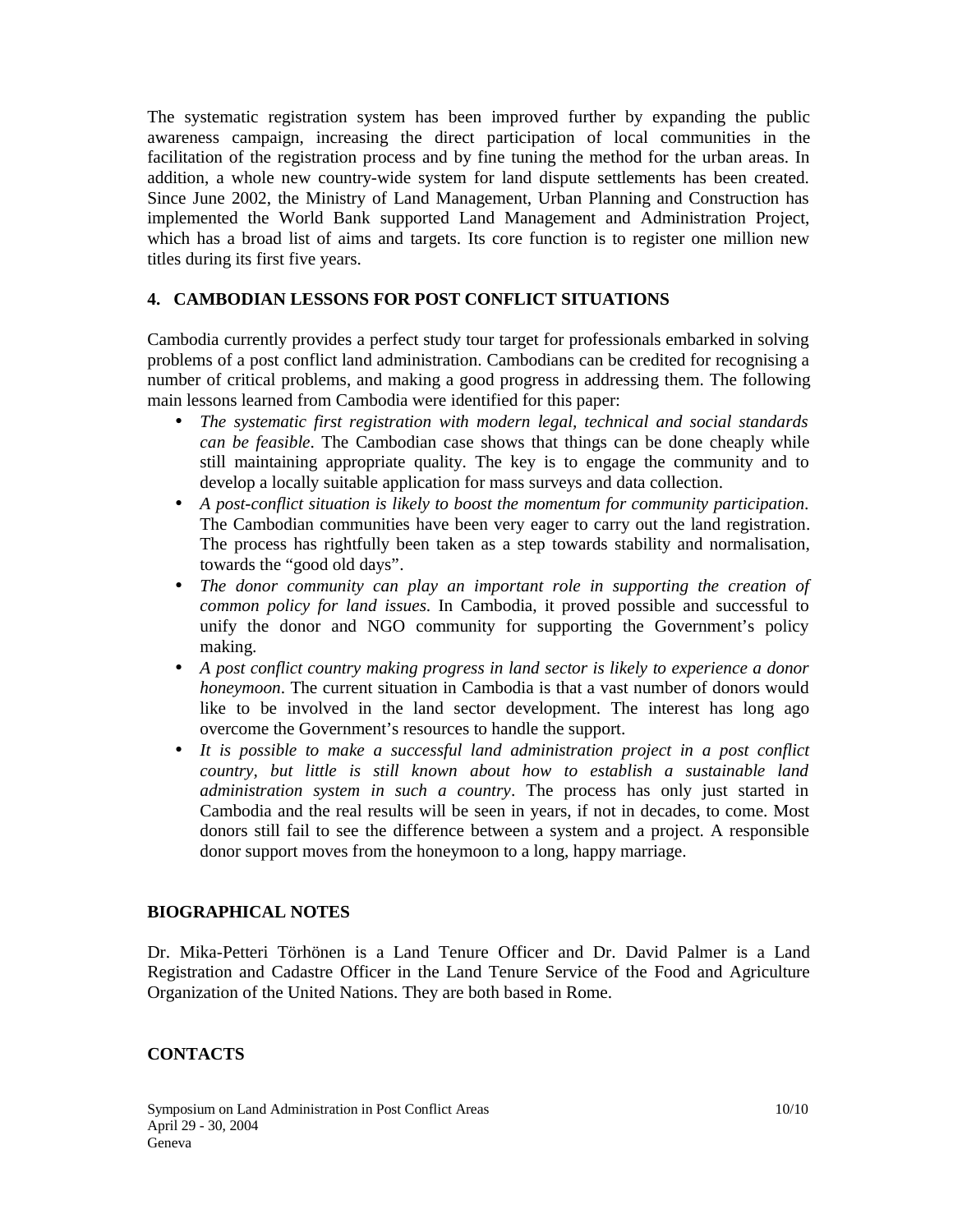The systematic registration system has been improved further by expanding the public awareness campaign, increasing the direct participation of local communities in the facilitation of the registration process and by fine tuning the method for the urban areas. In addition, a whole new country-wide system for land dispute settlements has been created. Since June 2002, the Ministry of Land Management, Urban Planning and Construction has implemented the World Bank supported Land Management and Administration Project, which has a broad list of aims and targets. Its core function is to register one million new titles during its first five years.

## 4. CAMBODIAN LESSONS FOR POST CONFLICT SITUATIONS

Cambodia currently provides a perfect study tour target for professionals embarked in solving problems of a post conflict land administration. Cambodians can be credited for recognising a number of critical problems, and making a good progress in addressing them. The following main lessons learned from Cambodia were identified for this paper:

- *The systematic first registration with modern legal, technical and social standards can be feasible*. The Cambodian case shows that things can be done cheaply while still maintaining appropriate quality. The key is to engage the community and to develop a locally suitable application for mass surveys and data collection.
- *A post-conflict situation is likely to boost the momentum for community participation*. The Cambodian communities have been very eager to carry out the land registration. The process has rightfully been taken as a step towards stability and normalisation, towards the "good old days".
- *The donor community can play an important role in supporting the creation of common policy for land issues*. In Cambodia, it proved possible and successful to unify the donor and NGO community for supporting the Government's policy making.
- *A post conflict country making progress in land sector is likely to experience a donor honeymoon*. The current situation in Cambodia is that a vast number of donors would like to be involved in the land sector development. The interest has long ago overcome the Government's resources to handle the support.
- *It is possible to make a successful land administration project in a post conflict country, but little is still known about how to establish a sustainable land administration system in such a country*. The process has only just started in Cambodia and the real results will be seen in years, if not in decades, to come. Most donors still fail to see the difference between a system and a project. A responsible donor support moves from the honeymoon to a long, happy marriage.

## BIOGRAPHICAL NOTES

Dr. Mika-Petteri Törhönen is a Land Tenure Officer and Dr. David Palmer is a Land Registration and Cadastre Officer in the Land Tenure Service of the Food and Agriculture Organization of the United Nations. They are both based in Rome.

## CONTACTS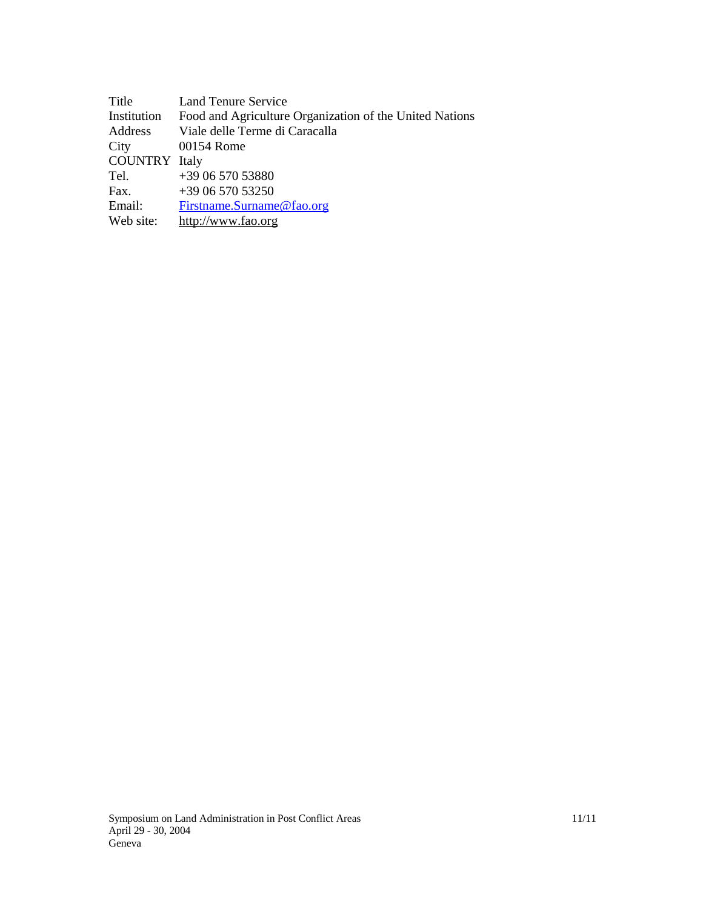| | |
|---|---|
| Title | Land Tenure Service |
| Institution | Food and Agriculture Organization of the United Nations |
| Address | Viale delle Terme di Caracalla |
| City | 00154 Rome |
| COUNTRY | Italy |
| Tel. | +39 06 570 53880 |
| Fax. | +39 06 570 53250 |
| Email: | Firstname.Surname@fao.org |
| Web site: | http://www.fao.org |